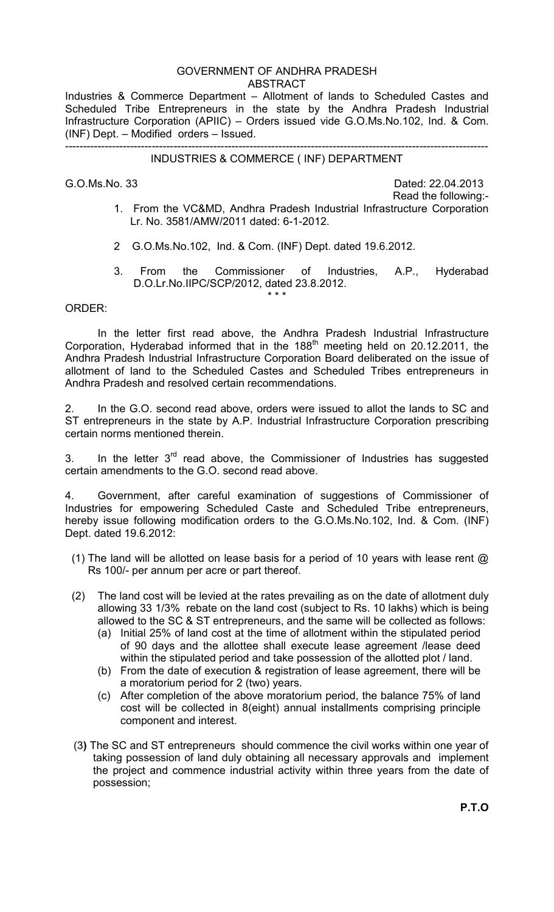# GOVERNMENT OF ANDHRA PRADESH
## ABSTRACT

Industries & Commerce Department – Allotment of lands to Scheduled Castes and Scheduled Tribe Entrepreneurs in the state by the Andhra Pradesh Industrial Infrastructure Corporation (APIIC) – Orders issued vide G.O.Ms.No.102, Ind. & Com. (INF) Dept. – Modified orders – Issued.

---

## INDUSTRIES & COMMERCE ( INF) DEPARTMENT

G.O.Ms.No. 33 Dated: 22.04.2013

Read the following:-

1. From the VC&MD, Andhra Pradesh Industrial Infrastructure Corporation Lr. No. 3581/AMW/2011 dated: 6-1-2012.
2. G.O.Ms.No.102, Ind. & Com. (INF) Dept. dated 19.6.2012.
3. From the Commissioner of Industries, A.P., Hyderabad D.O.Lr.No.IIPC/SCP/2012, dated 23.8.2012.

\* \* \*

ORDER:

In the letter first read above, the Andhra Pradesh Industrial Infrastructure Corporation, Hyderabad informed that in the 188th meeting held on 20.12.2011, the Andhra Pradesh Industrial Infrastructure Corporation Board deliberated on the issue of allotment of land to the Scheduled Castes and Scheduled Tribes entrepreneurs in Andhra Pradesh and resolved certain recommendations.

2. In the G.O. second read above, orders were issued to allot the lands to SC and ST entrepreneurs in the state by A.P. Industrial Infrastructure Corporation prescribing certain norms mentioned therein.

3. In the letter 3rd read above, the Commissioner of Industries has suggested certain amendments to the G.O. second read above.

4. Government, after careful examination of suggestions of Commissioner of Industries for empowering Scheduled Caste and Scheduled Tribe entrepreneurs, hereby issue following modification orders to the G.O.Ms.No.102, Ind. & Com. (INF) Dept. dated 19.6.2012:

(1) The land will be allotted on lease basis for a period of 10 years with lease rent @ Rs 100/- per annum per acre or part thereof.

(2) The land cost will be levied at the rates prevailing as on the date of allotment duly allowing 33 1/3% rebate on the land cost (subject to Rs. 10 lakhs) which is being allowed to the SC & ST entrepreneurs, and the same will be collected as follows:

   (a) Initial 25% of land cost at the time of allotment within the stipulated period of 90 days and the allottee shall execute lease agreement /lease deed within the stipulated period and take possession of the allotted plot / land.

   (b) From the date of execution & registration of lease agreement, there will be a moratorium period for 2 (two) years.

   (c) After completion of the above moratorium period, the balance 75% of land cost will be collected in 8(eight) annual installments comprising principle component and interest.

(3) The SC and ST entrepreneurs should commence the civil works within one year of taking possession of land duly obtaining all necessary approvals and implement the project and commence industrial activity within three years from the date of possession;

**P.T.O**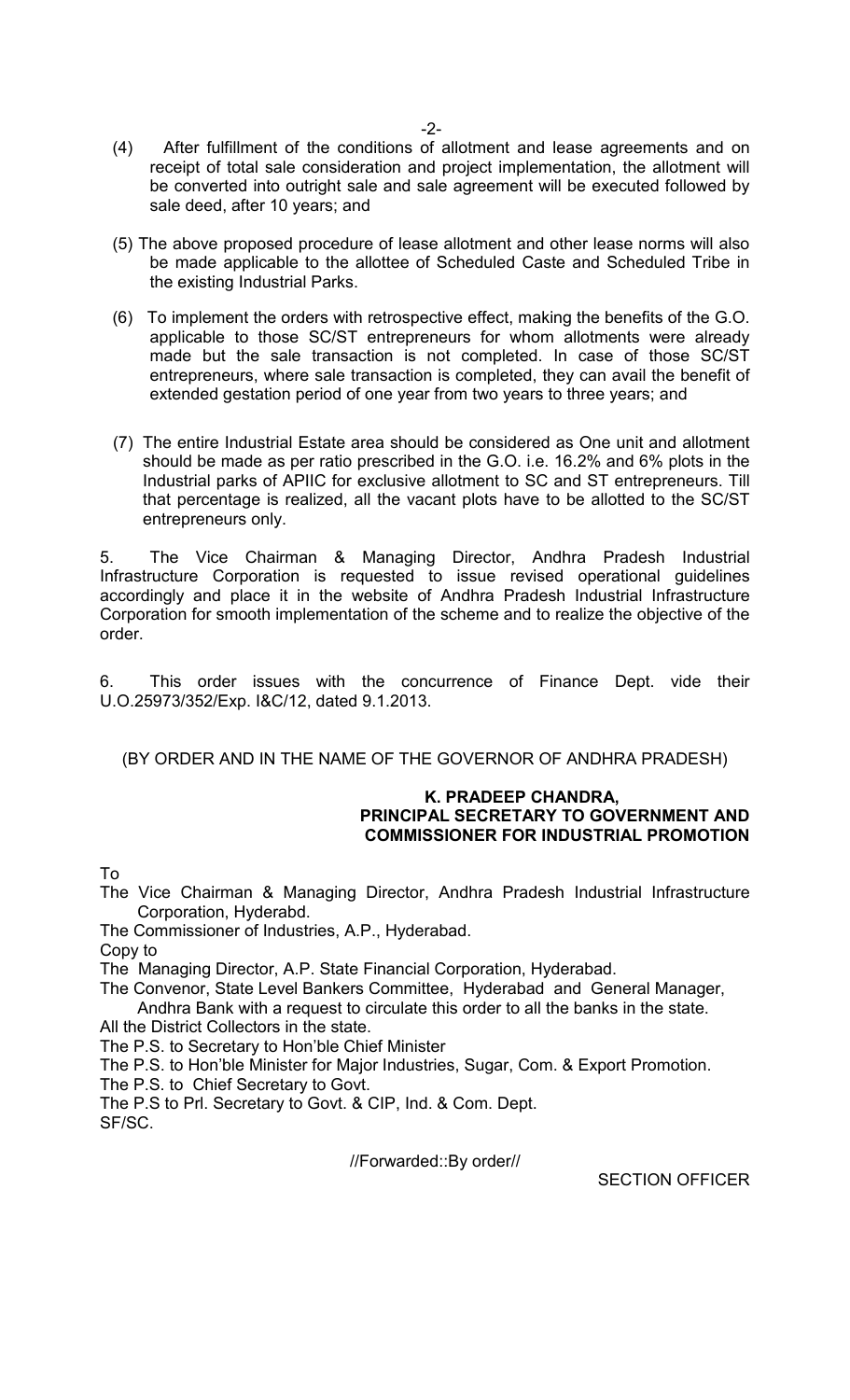(4) After fulfillment of the conditions of allotment and lease agreements and on receipt of total sale consideration and project implementation, the allotment will be converted into outright sale and sale agreement will be executed followed by sale deed, after 10 years; and

(5) The above proposed procedure of lease allotment and other lease norms will also be made applicable to the allottee of Scheduled Caste and Scheduled Tribe in the existing Industrial Parks.

(6) To implement the orders with retrospective effect, making the benefits of the G.O. applicable to those SC/ST entrepreneurs for whom allotments were already made but the sale transaction is not completed. In case of those SC/ST entrepreneurs, where sale transaction is completed, they can avail the benefit of extended gestation period of one year from two years to three years; and

(7) The entire Industrial Estate area should be considered as One unit and allotment should be made as per ratio prescribed in the G.O. i.e. 16.2% and 6% plots in the Industrial parks of APIIC for exclusive allotment to SC and ST entrepreneurs. Till that percentage is realized, all the vacant plots have to be allotted to the SC/ST entrepreneurs only.

5. The Vice Chairman & Managing Director, Andhra Pradesh Industrial Infrastructure Corporation is requested to issue revised operational guidelines accordingly and place it in the website of Andhra Pradesh Industrial Infrastructure Corporation for smooth implementation of the scheme and to realize the objective of the order.

6. This order issues with the concurrence of Finance Dept. vide their U.O.25973/352/Exp. I&C/12, dated 9.1.2013.

(BY ORDER AND IN THE NAME OF THE GOVERNOR OF ANDHRA PRADESH)

**K. PRADEEP CHANDRA,**
**PRINCIPAL SECRETARY TO GOVERNMENT AND**
**COMMISSIONER FOR INDUSTRIAL PROMOTION**

To
The Vice Chairman & Managing Director, Andhra Pradesh Industrial Infrastructure Corporation, Hyderabd.
The Commissioner of Industries, A.P., Hyderabad.
Copy to
The Managing Director, A.P. State Financial Corporation, Hyderabad.
The Convenor, State Level Bankers Committee, Hyderabad and General Manager, Andhra Bank with a request to circulate this order to all the banks in the state.
All the District Collectors in the state.
The P.S. to Secretary to Hon'ble Chief Minister
The P.S. to Hon'ble Minister for Major Industries, Sugar, Com. & Export Promotion.
The P.S. to Chief Secretary to Govt.
The P.S to Prl. Secretary to Govt. & CIP, Ind. & Com. Dept.
SF/SC.

//Forwarded::By order//

SECTION OFFICER